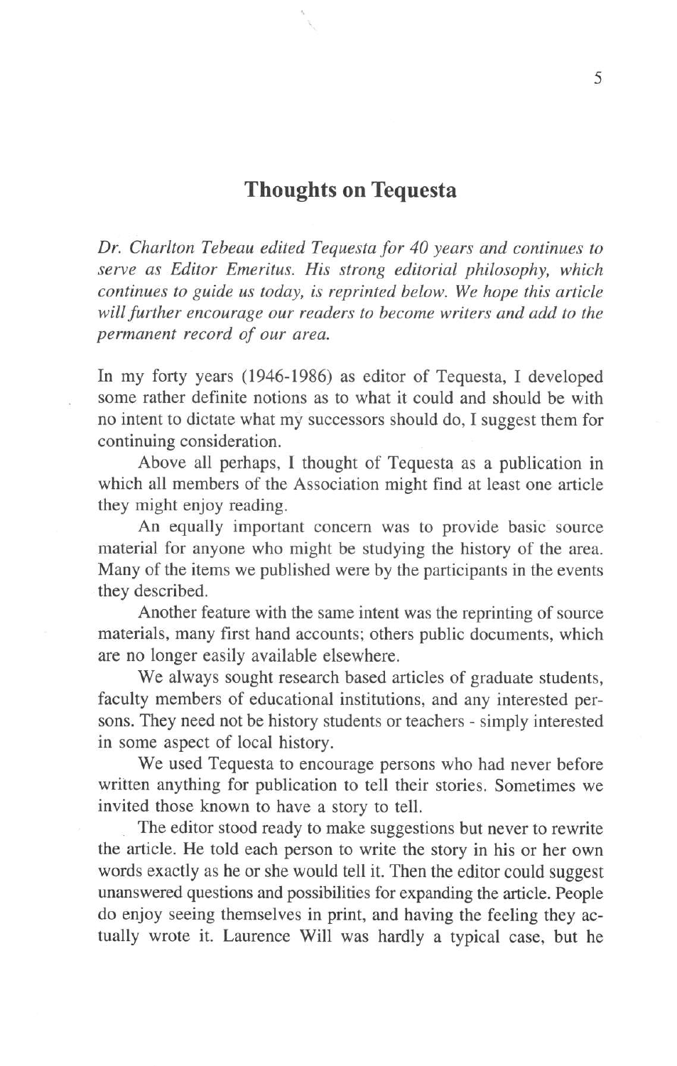# Thoughts on Tequesta

*Dr. Charlton Tebeau edited Tequesta for 40 years and continues to serve as Editor Emeritus. His strong editorial philosophy, which continues to guide us today, is reprinted below. We hope this article will further encourage our readers to become writers and add to the permanent record of our area.*

In my forty years (1946-1986) as editor of Tequesta, I developed some rather definite notions as to what it could and should be with no intent to dictate what my successors should do, I suggest them for continuing consideration.

Above all perhaps, I thought of Tequesta as a publication in which all members of the Association might find at least one article they might enjoy reading.

An equally important concern was to provide basic source material for anyone who might be studying the history of the area. Many of the items we published were by the participants in the events they described.

Another feature with the same intent was the reprinting of source materials, many first hand accounts; others public documents, which are no longer easily available elsewhere.

We always sought research based articles of graduate students, faculty members of educational institutions, and any interested persons. They need not be history students or teachers - simply interested in some aspect of local history.

We used Tequesta to encourage persons who had never before written anything for publication to tell their stories. Sometimes we invited those known to have a story to tell.

The editor stood ready to make suggestions but never to rewrite the article. He told each person to write the story in his or her own words exactly as he or she would tell it. Then the editor could suggest unanswered questions and possibilities for expanding the article. People do enjoy seeing themselves in print, and having the feeling they actually wrote it. Laurence Will was hardly a typical case, but he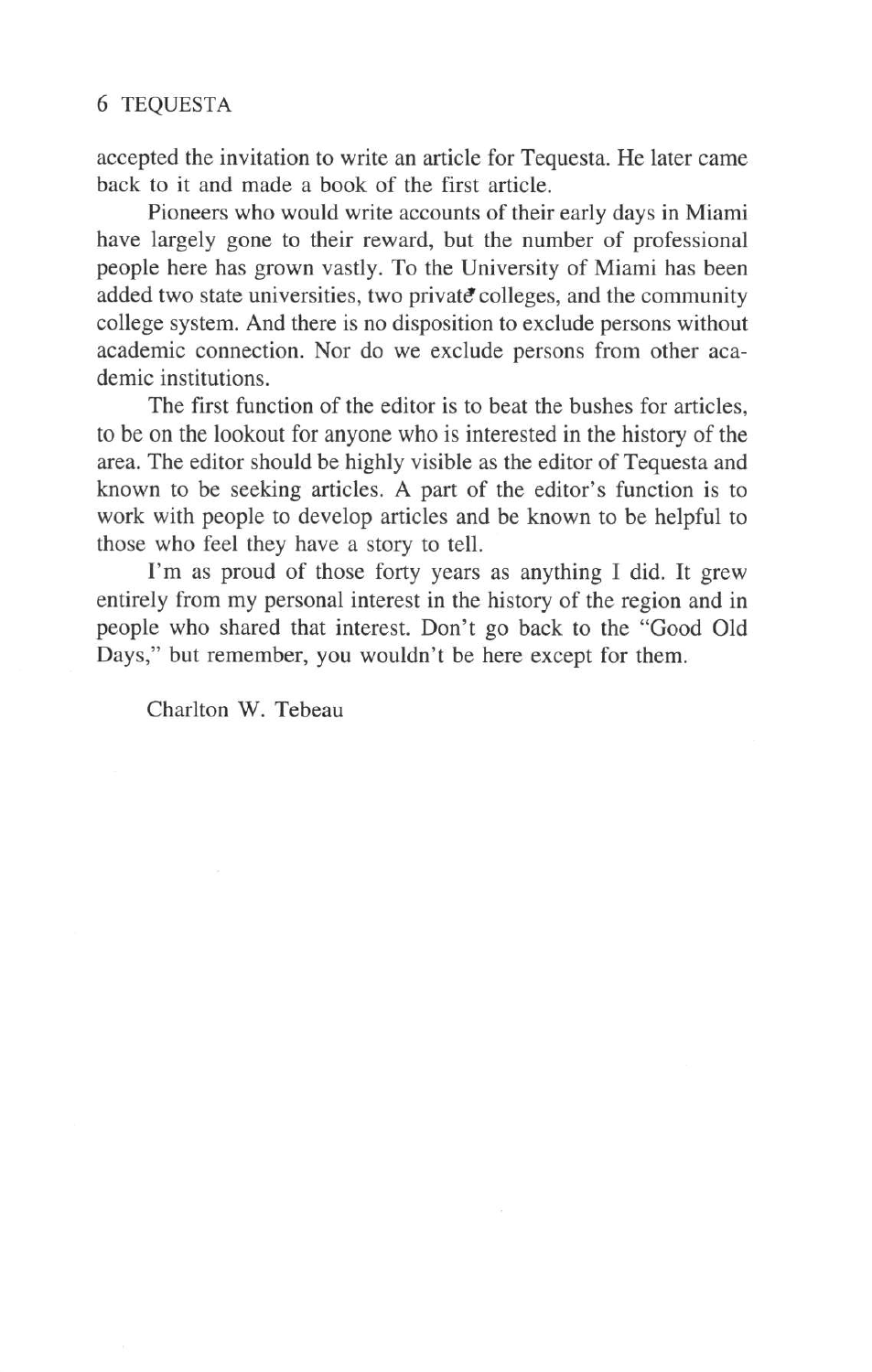accepted the invitation to write an article for Tequesta. He later came back to it and made a book of the first article.

Pioneers who would write accounts of their early days in Miami have largely gone to their reward, but the number of professional people here has grown vastly. To the University of Miami has been added two state universities, two private colleges, and the community college system. And there is no disposition to exclude persons without academic connection. Nor do we exclude persons from other academic institutions.

The first function of the editor is to beat the bushes for articles, to be on the lookout for anyone who is interested in the history of the area. The editor should be highly visible as the editor of Tequesta and known to be seeking articles. A part of the editor's function is to work with people to develop articles and be known to be helpful to those who feel they have a story to tell.

I'm as proud of those forty years as anything I did. It grew entirely from my personal interest in the history of the region and in people who shared that interest. Don't go back to the "Good Old Days," but remember, you wouldn't be here except for them.

Charlton W. Tebeau